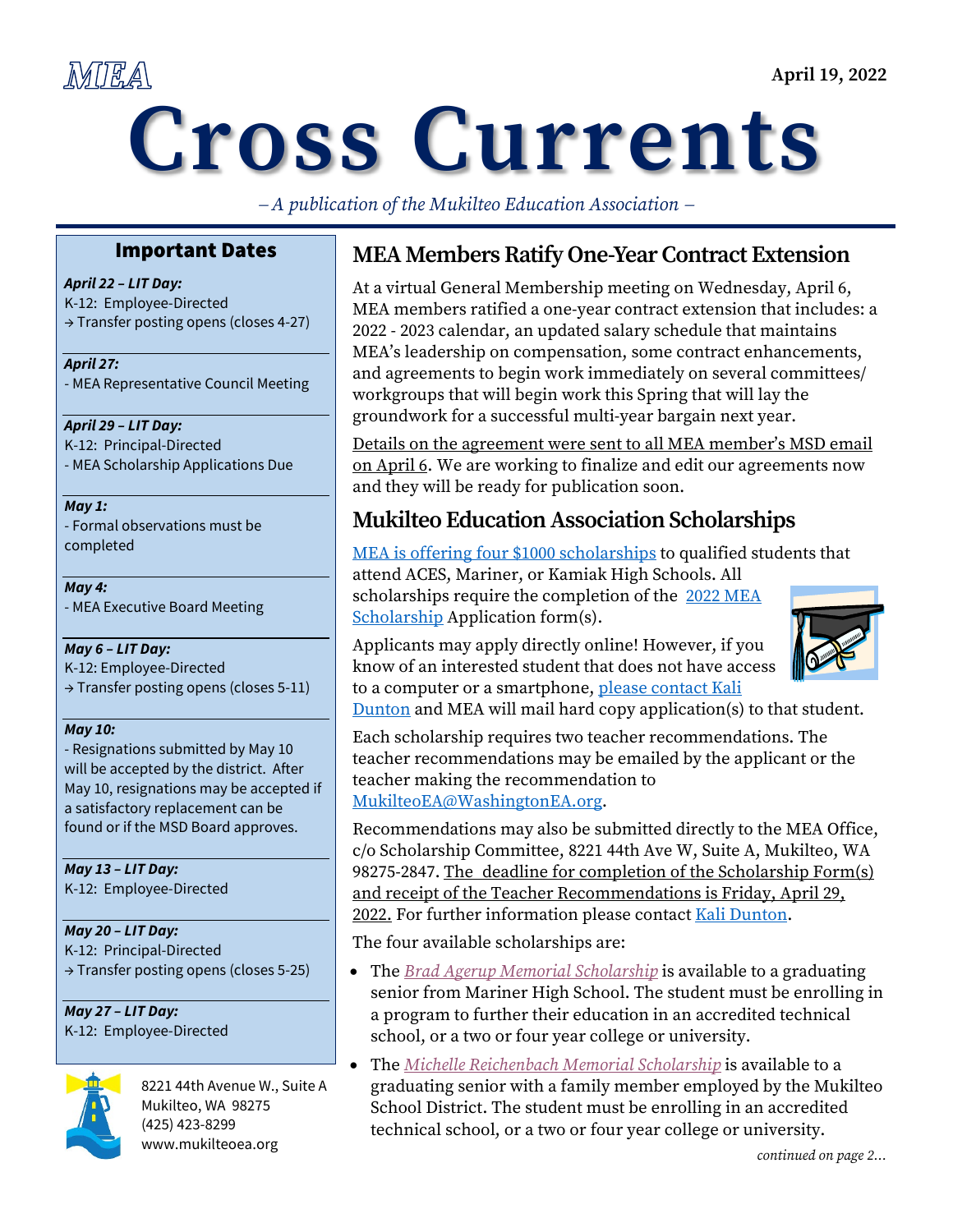MEA

April 19, 2022

# Cross Currents

*– A publication of the Mukilteo Education Association –*

## Important Dates

***April 22 – LIT Day:***
K-12: Employee-Directed
→ Transfer posting opens (closes 4-27)

***April 27:***
- MEA Representative Council Meeting

***April 29 – LIT Day:***
K-12: Principal-Directed
- MEA Scholarship Applications Due

***May 1:***
- Formal observations must be completed

***May 4:***
- MEA Executive Board Meeting

***May 6 – LIT Day:***
K-12: Employee-Directed
→ Transfer posting opens (closes 5-11)

***May 10:***
- Resignations submitted by May 10 will be accepted by the district. After May 10, resignations may be accepted if a satisfactory replacement can be found or if the MSD Board approves.

***May 13 – LIT Day:***
K-12: Employee-Directed

***May 20 – LIT Day:***
K-12: Principal-Directed
→ Transfer posting opens (closes 5-25)

***May 27 – LIT Day:***
K-12: Employee-Directed

8221 44th Avenue W., Suite A
Mukilteo, WA 98275
(425) 423-8299
www.mukilteoea.org

## MEA Members Ratify One-Year Contract Extension

At a virtual General Membership meeting on Wednesday, April 6, MEA members ratified a one-year contract extension that includes: a 2022 - 2023 calendar, an updated salary schedule that maintains MEA's leadership on compensation, some contract enhancements, and agreements to begin work immediately on several committees/ workgroups that will begin work this Spring that will lay the groundwork for a successful multi-year bargain next year.

Details on the agreement were sent to all MEA member's MSD email on April 6. We are working to finalize and edit our agreements now and they will be ready for publication soon.

## Mukilteo Education Association Scholarships

MEA is offering four $1000 scholarships to qualified students that attend ACES, Mariner, or Kamiak High Schools. All scholarships require the completion of the 2022 MEA Scholarship Application form(s).

Applicants may apply directly online! However, if you know of an interested student that does not have access to a computer or a smartphone, please contact Kali Dunton and MEA will mail hard copy application(s) to that student.

Each scholarship requires two teacher recommendations. The teacher recommendations may be emailed by the applicant or the teacher making the recommendation to MukilteoEA@WashingtonEA.org.

Recommendations may also be submitted directly to the MEA Office, c/o Scholarship Committee, 8221 44th Ave W, Suite A, Mukilteo, WA 98275-2847. The deadline for completion of the Scholarship Form(s) and receipt of the Teacher Recommendations is Friday, April 29, 2022. For further information please contact Kali Dunton.

The four available scholarships are:

- The *Brad Agerup Memorial Scholarship* is available to a graduating senior from Mariner High School. The student must be enrolling in a program to further their education in an accredited technical school, or a two or four year college or university.
- The *Michelle Reichenbach Memorial Scholarship* is available to a graduating senior with a family member employed by the Mukilteo School District. The student must be enrolling in an accredited technical school, or a two or four year college or university.

*continued on page 2…*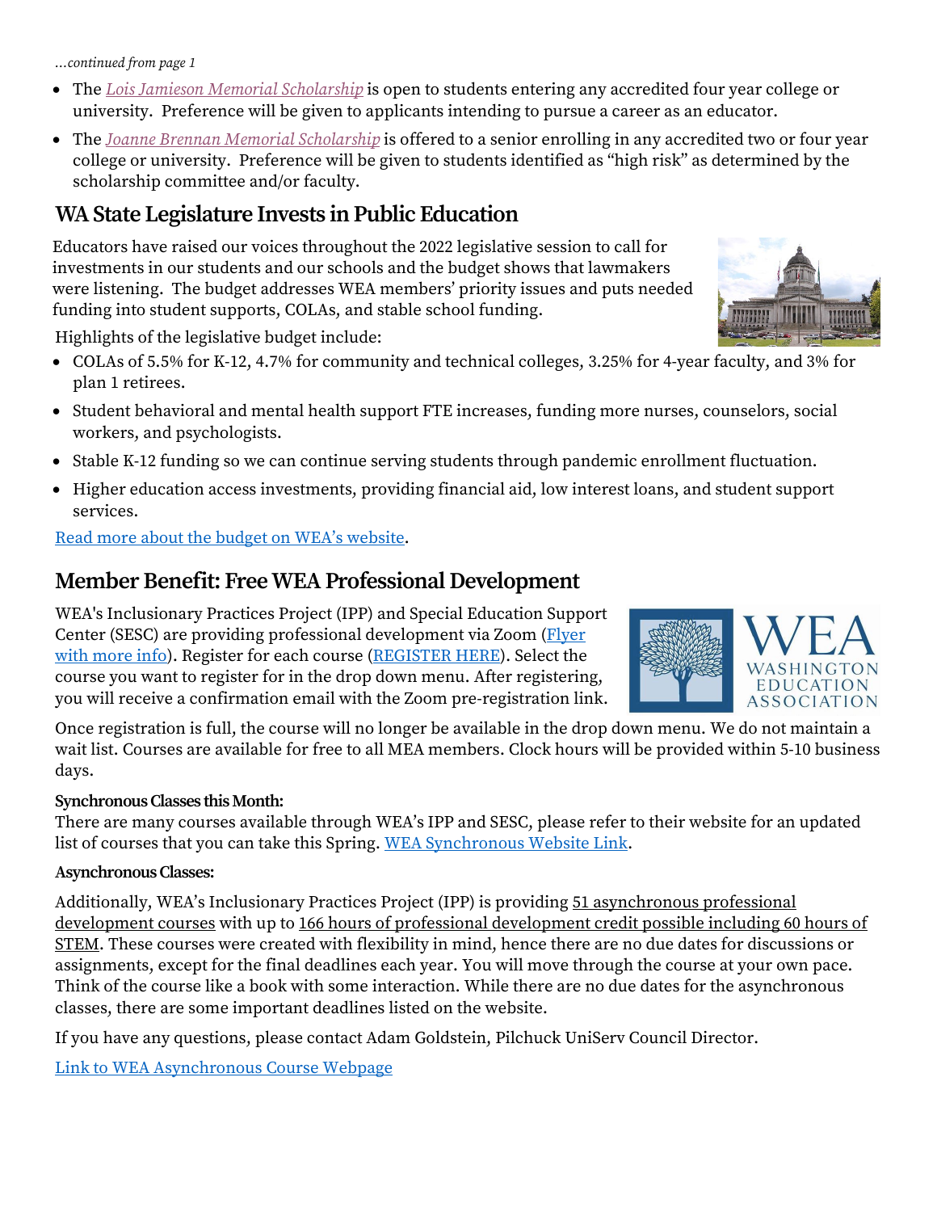*…continued from page 1*

- The *Lois Jamieson Memorial Scholarship* is open to students entering any accredited four year college or university. Preference will be given to applicants intending to pursue a career as an educator.
- The *Joanne Brennan Memorial Scholarship* is offered to a senior enrolling in any accredited two or four year college or university. Preference will be given to students identified as "high risk" as determined by the scholarship committee and/or faculty.

## WA State Legislature Invests in Public Education

Educators have raised our voices throughout the 2022 legislative session to call for investments in our students and our schools and the budget shows that lawmakers were listening. The budget addresses WEA members' priority issues and puts needed funding into student supports, COLAs, and stable school funding.

Highlights of the legislative budget include:

- COLAs of 5.5% for K-12, 4.7% for community and technical colleges, 3.25% for 4-year faculty, and 3% for plan 1 retirees.
- Student behavioral and mental health support FTE increases, funding more nurses, counselors, social workers, and psychologists.
- Stable K-12 funding so we can continue serving students through pandemic enrollment fluctuation.
- Higher education access investments, providing financial aid, low interest loans, and student support services.

Read more about the budget on WEA's website.

## Member Benefit: Free WEA Professional Development

WEA's Inclusionary Practices Project (IPP) and Special Education Support Center (SESC) are providing professional development via Zoom (Flyer with more info). Register for each course (REGISTER HERE). Select the course you want to register for in the drop down menu. After registering, you will receive a confirmation email with the Zoom pre-registration link.

Once registration is full, the course will no longer be available in the drop down menu. We do not maintain a wait list. Courses are available for free to all MEA members. Clock hours will be provided within 5-10 business days.

**Synchronous Classes this Month:**

There are many courses available through WEA's IPP and SESC, please refer to their website for an updated list of courses that you can take this Spring. WEA Synchronous Website Link.

**Asynchronous Classes:**

Additionally, WEA's Inclusionary Practices Project (IPP) is providing 51 asynchronous professional development courses with up to 166 hours of professional development credit possible including 60 hours of STEM. These courses were created with flexibility in mind, hence there are no due dates for discussions or assignments, except for the final deadlines each year. You will move through the course at your own pace. Think of the course like a book with some interaction. While there are no due dates for the asynchronous classes, there are some important deadlines listed on the website.

If you have any questions, please contact Adam Goldstein, Pilchuck UniServ Council Director.

Link to WEA Asynchronous Course Webpage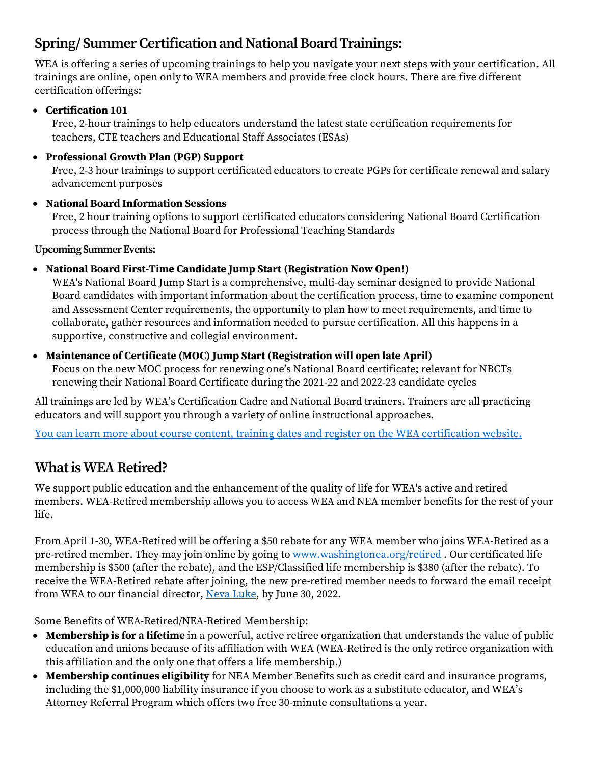## Spring/ Summer Certification and National Board Trainings:

WEA is offering a series of upcoming trainings to help you navigate your next steps with your certification. All trainings are online, open only to WEA members and provide free clock hours. There are five different certification offerings:

- **Certification 101**
  Free, 2-hour trainings to help educators understand the latest state certification requirements for teachers, CTE teachers and Educational Staff Associates (ESAs)
- **Professional Growth Plan (PGP) Support**
  Free, 2-3 hour trainings to support certificated educators to create PGPs for certificate renewal and salary advancement purposes
- **National Board Information Sessions**
  Free, 2 hour training options to support certificated educators considering National Board Certification process through the National Board for Professional Teaching Standards

**Upcoming Summer Events:**

- **National Board First-Time Candidate Jump Start (Registration Now Open!)**
  WEA's National Board Jump Start is a comprehensive, multi-day seminar designed to provide National Board candidates with important information about the certification process, time to examine component and Assessment Center requirements, the opportunity to plan how to meet requirements, and time to collaborate, gather resources and information needed to pursue certification. All this happens in a supportive, constructive and collegial environment.
- **Maintenance of Certificate (MOC) Jump Start (Registration will open late April)**
  Focus on the new MOC process for renewing one's National Board certificate; relevant for NBCTs renewing their National Board Certificate during the 2021-22 and 2022-23 candidate cycles

All trainings are led by WEA's Certification Cadre and National Board trainers. Trainers are all practicing educators and will support you through a variety of online instructional approaches.

You can learn more about course content, training dates and register on the WEA certification website.

## What is WEA Retired?

We support public education and the enhancement of the quality of life for WEA's active and retired members. WEA-Retired membership allows you to access WEA and NEA member benefits for the rest of your life.

From April 1-30, WEA-Retired will be offering a $50 rebate for any WEA member who joins WEA-Retired as a pre-retired member. They may join online by going to www.washingtonea.org/retired . Our certificated life membership is $500 (after the rebate), and the ESP/Classified life membership is $380 (after the rebate). To receive the WEA-Retired rebate after joining, the new pre-retired member needs to forward the email receipt from WEA to our financial director, Neva Luke, by June 30, 2022.

Some Benefits of WEA-Retired/NEA-Retired Membership:

- **Membership is for a lifetime** in a powerful, active retiree organization that understands the value of public education and unions because of its affiliation with WEA (WEA-Retired is the only retiree organization with this affiliation and the only one that offers a life membership.)
- **Membership continues eligibility** for NEA Member Benefits such as credit card and insurance programs, including the $1,000,000 liability insurance if you choose to work as a substitute educator, and WEA's Attorney Referral Program which offers two free 30-minute consultations a year.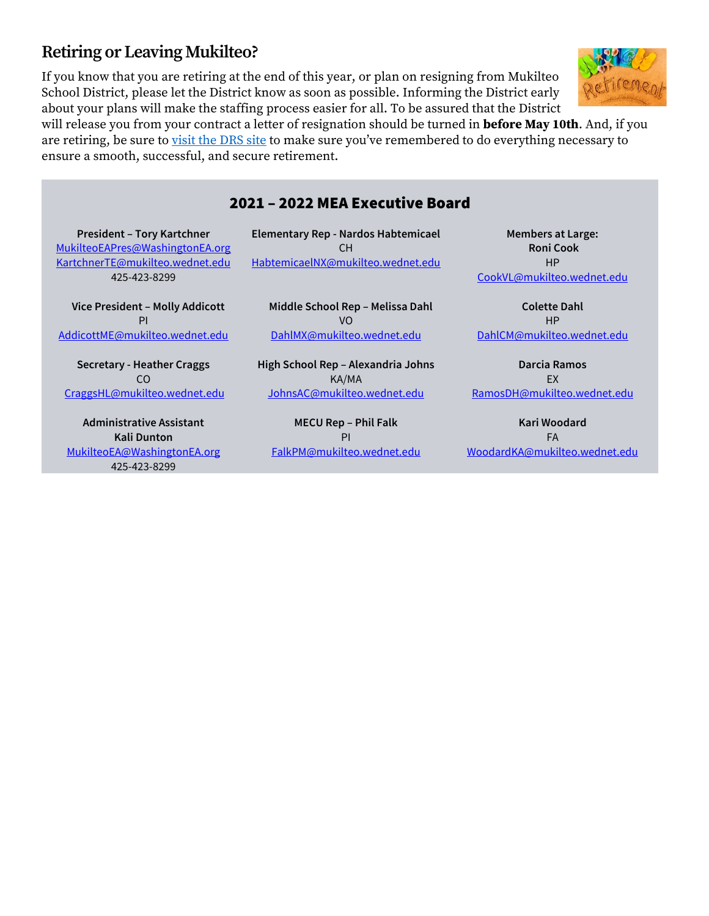## Retiring or Leaving Mukilteo?

If you know that you are retiring at the end of this year, or plan on resigning from Mukilteo School District, please let the District know as soon as possible. Informing the District early about your plans will make the staffing process easier for all. To be assured that the District will release you from your contract a letter of resignation should be turned in **before May 10th**. And, if you are retiring, be sure to visit the DRS site to make sure you've remembered to do everything necessary to ensure a smooth, successful, and secure retirement.

## 2021 – 2022 MEA Executive Board

**President – Tory Kartchner**
MukilteoEAPres@WashingtonEA.org
KartchnerTE@mukilteo.wednet.edu
425-423-8299

**Vice President – Molly Addicott**
PI
AddicottME@mukilteo.wednet.edu

**Secretary - Heather Craggs**
CO
CraggsHL@mukilteo.wednet.edu

**Administrative Assistant**
**Kali Dunton**
MukilteoEA@WashingtonEA.org
425-423-8299

**Elementary Rep - Nardos Habtemicael**
CH
HabtemicaelNX@mukilteo.wednet.edu

**Middle School Rep – Melissa Dahl**
VO
DahlMX@mukilteo.wednet.edu

**High School Rep – Alexandria Johns**
KA/MA
JohnsAC@mukilteo.wednet.edu

**MECU Rep – Phil Falk**
PI
FalkPM@mukilteo.wednet.edu

**Members at Large:**

**Roni Cook**
HP
CookVL@mukilteo.wednet.edu

**Colette Dahl**
HP
DahlCM@mukilteo.wednet.edu

**Darcia Ramos**
EX
RamosDH@mukilteo.wednet.edu

**Kari Woodard**
FA
WoodardKA@mukilteo.wednet.edu